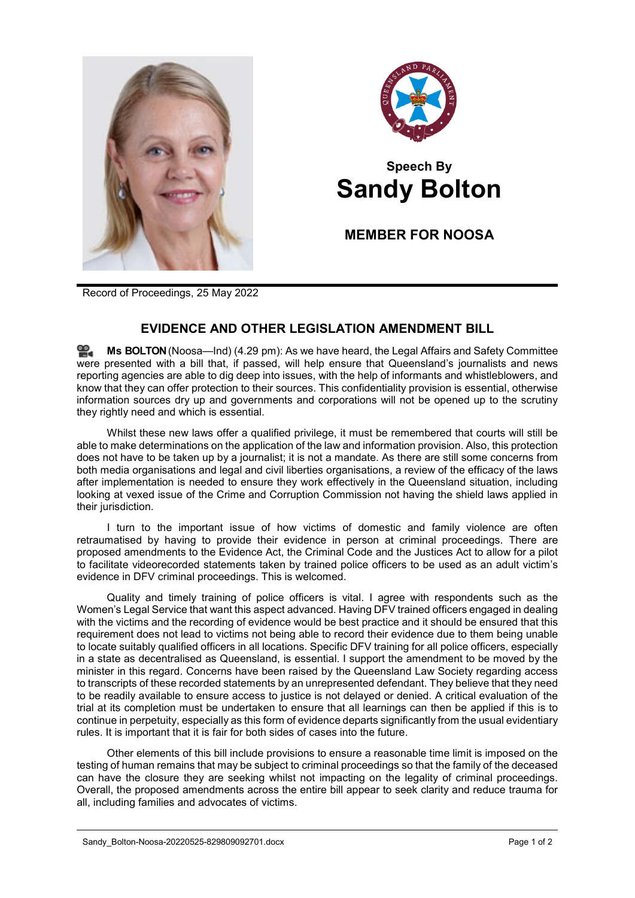# Speech By
# Sandy Bolton

## MEMBER FOR NOOSA

Record of Proceedings, 25 May 2022

## EVIDENCE AND OTHER LEGISLATION AMENDMENT BILL

**Ms BOLTON** (Noosa—Ind) (4.29 pm): As we have heard, the Legal Affairs and Safety Committee were presented with a bill that, if passed, will help ensure that Queensland's journalists and news reporting agencies are able to dig deep into issues, with the help of informants and whistleblowers, and know that they can offer protection to their sources. This confidentiality provision is essential, otherwise information sources dry up and governments and corporations will not be opened up to the scrutiny they rightly need and which is essential.

Whilst these new laws offer a qualified privilege, it must be remembered that courts will still be able to make determinations on the application of the law and information provision. Also, this protection does not have to be taken up by a journalist; it is not a mandate. As there are still some concerns from both media organisations and legal and civil liberties organisations, a review of the efficacy of the laws after implementation is needed to ensure they work effectively in the Queensland situation, including looking at vexed issue of the Crime and Corruption Commission not having the shield laws applied in their jurisdiction.

I turn to the important issue of how victims of domestic and family violence are often retraumatised by having to provide their evidence in person at criminal proceedings. There are proposed amendments to the Evidence Act, the Criminal Code and the Justices Act to allow for a pilot to facilitate videorecorded statements taken by trained police officers to be used as an adult victim's evidence in DFV criminal proceedings. This is welcomed.

Quality and timely training of police officers is vital. I agree with respondents such as the Women's Legal Service that want this aspect advanced. Having DFV trained officers engaged in dealing with the victims and the recording of evidence would be best practice and it should be ensured that this requirement does not lead to victims not being able to record their evidence due to them being unable to locate suitably qualified officers in all locations. Specific DFV training for all police officers, especially in a state as decentralised as Queensland, is essential. I support the amendment to be moved by the minister in this regard. Concerns have been raised by the Queensland Law Society regarding access to transcripts of these recorded statements by an unrepresented defendant. They believe that they need to be readily available to ensure access to justice is not delayed or denied. A critical evaluation of the trial at its completion must be undertaken to ensure that all learnings can then be applied if this is to continue in perpetuity, especially as this form of evidence departs significantly from the usual evidentiary rules. It is important that it is fair for both sides of cases into the future.

Other elements of this bill include provisions to ensure a reasonable time limit is imposed on the testing of human remains that may be subject to criminal proceedings so that the family of the deceased can have the closure they are seeking whilst not impacting on the legality of criminal proceedings. Overall, the proposed amendments across the entire bill appear to seek clarity and reduce trauma for all, including families and advocates of victims.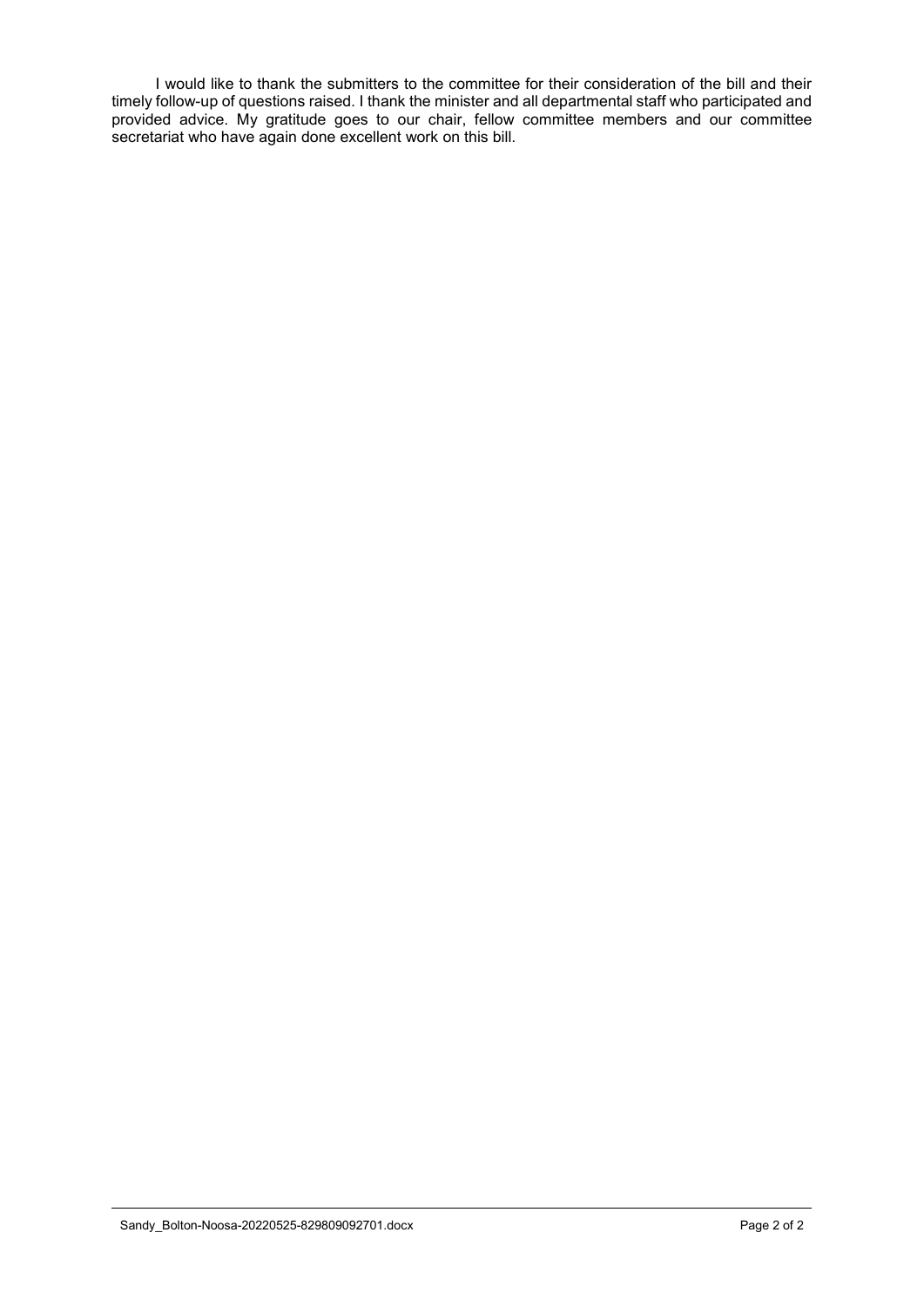I would like to thank the submitters to the committee for their consideration of the bill and their timely follow-up of questions raised. I thank the minister and all departmental staff who participated and provided advice. My gratitude goes to our chair, fellow committee members and our committee secretariat who have again done excellent work on this bill.